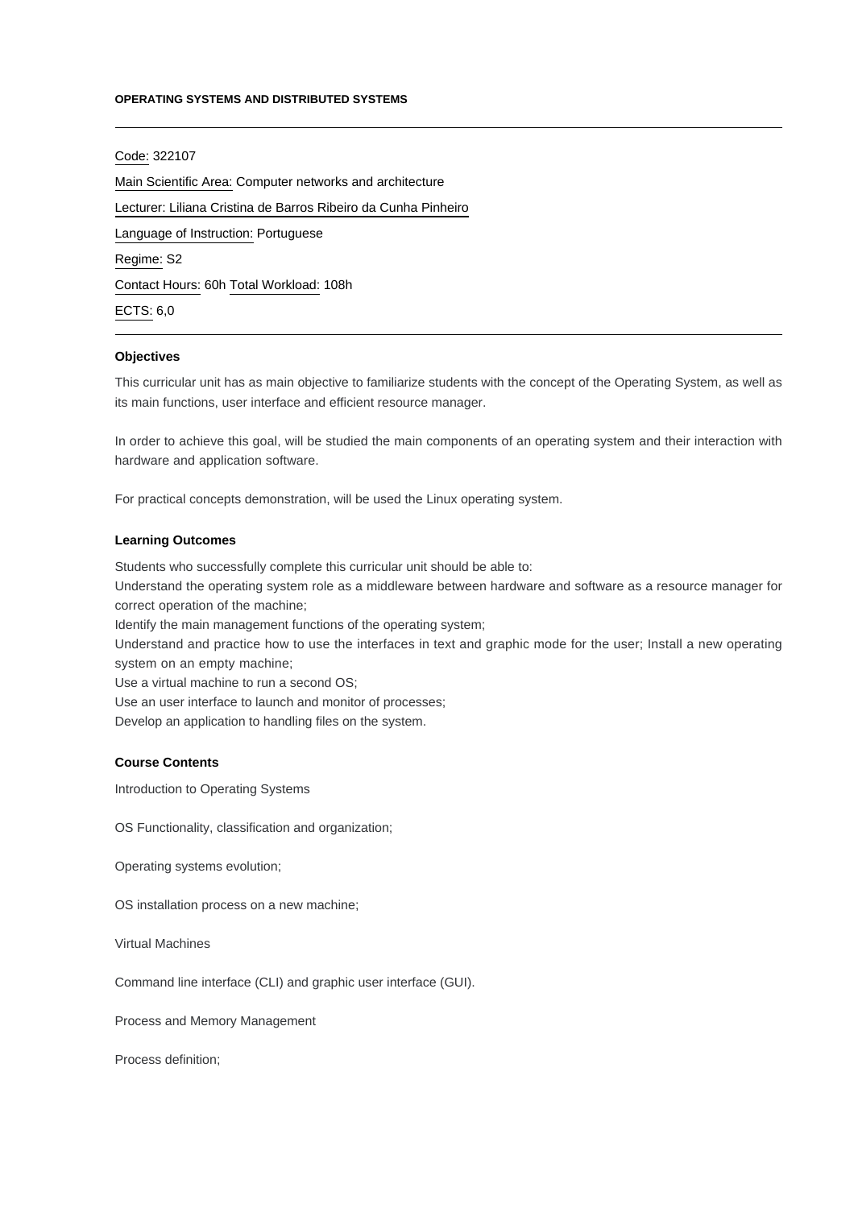**OPERATING SYSTEMS AND DISTRIBUTED SYSTEMS**

---

Code: 322107

Main Scientific Area: Computer networks and architecture

Lecturer: Liliana Cristina de Barros Ribeiro da Cunha Pinheiro

Language of Instruction: Portuguese

Regime: S2

Contact Hours: 60h Total Workload: 108h

ECTS: 6,0

---

### Objectives

This curricular unit has as main objective to familiarize students with the concept of the Operating System, as well as its main functions, user interface and efficient resource manager.

In order to achieve this goal, will be studied the main components of an operating system and their interaction with hardware and application software.

For practical concepts demonstration, will be used the Linux operating system.

### Learning Outcomes

Students who successfully complete this curricular unit should be able to:
Understand the operating system role as a middleware between hardware and software as a resource manager for correct operation of the machine;
Identify the main management functions of the operating system;
Understand and practice how to use the interfaces in text and graphic mode for the user; Install a new operating system on an empty machine;
Use a virtual machine to run a second OS;
Use an user interface to launch and monitor of processes;
Develop an application to handling files on the system.

### Course Contents

Introduction to Operating Systems

OS Functionality, classification and organization;

Operating systems evolution;

OS installation process on a new machine;

Virtual Machines

Command line interface (CLI) and graphic user interface (GUI).

Process and Memory Management

Process definition;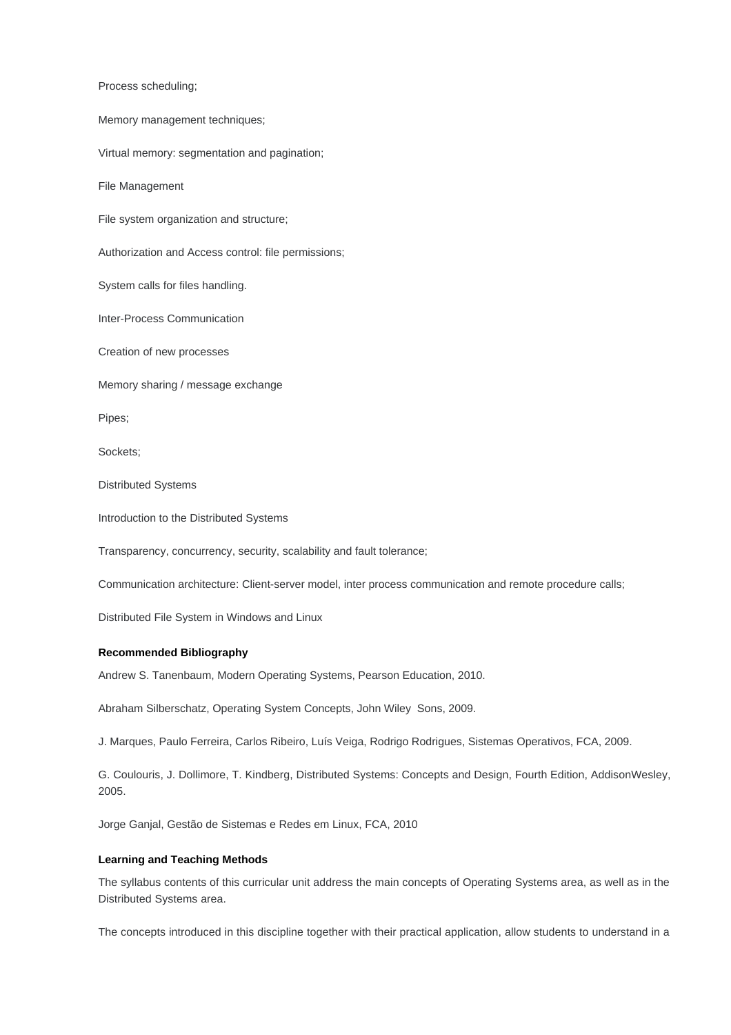Process scheduling;

Memory management techniques;

Virtual memory: segmentation and pagination;

File Management

File system organization and structure;

Authorization and Access control: file permissions;

System calls for files handling.

Inter-Process Communication

Creation of new processes

Memory sharing / message exchange

Pipes;

Sockets;

Distributed Systems

Introduction to the Distributed Systems

Transparency, concurrency, security, scalability and fault tolerance;

Communication architecture: Client-server model, inter process communication and remote procedure calls;

Distributed File System in Windows and Linux

**Recommended Bibliography**

Andrew S. Tanenbaum, Modern Operating Systems, Pearson Education, 2010.

Abraham Silberschatz, Operating System Concepts, John Wiley  Sons, 2009.

J. Marques, Paulo Ferreira, Carlos Ribeiro, Luís Veiga, Rodrigo Rodrigues, Sistemas Operativos, FCA, 2009.

G. Coulouris, J. Dollimore, T. Kindberg, Distributed Systems: Concepts and Design, Fourth Edition, AddisonWesley, 2005.

Jorge Ganjal, Gestão de Sistemas e Redes em Linux, FCA, 2010

**Learning and Teaching Methods**

The syllabus contents of this curricular unit address the main concepts of Operating Systems area, as well as in the Distributed Systems area.

The concepts introduced in this discipline together with their practical application, allow students to understand in a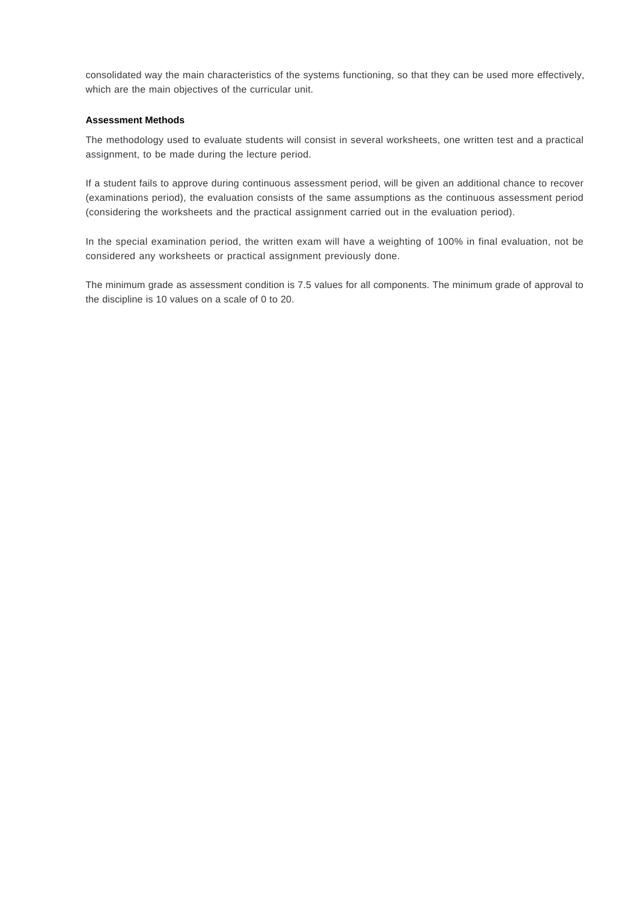consolidated way the main characteristics of the systems functioning, so that they can be used more effectively, which are the main objectives of the curricular unit.

**Assessment Methods**

The methodology used to evaluate students will consist in several worksheets, one written test and a practical assignment, to be made during the lecture period.

If a student fails to approve during continuous assessment period, will be given an additional chance to recover (examinations period), the evaluation consists of the same assumptions as the continuous assessment period (considering the worksheets and the practical assignment carried out in the evaluation period).

In the special examination period, the written exam will have a weighting of 100% in final evaluation, not be considered any worksheets or practical assignment previously done.

The minimum grade as assessment condition is 7.5 values for all components. The minimum grade of approval to the discipline is 10 values on a scale of 0 to 20.